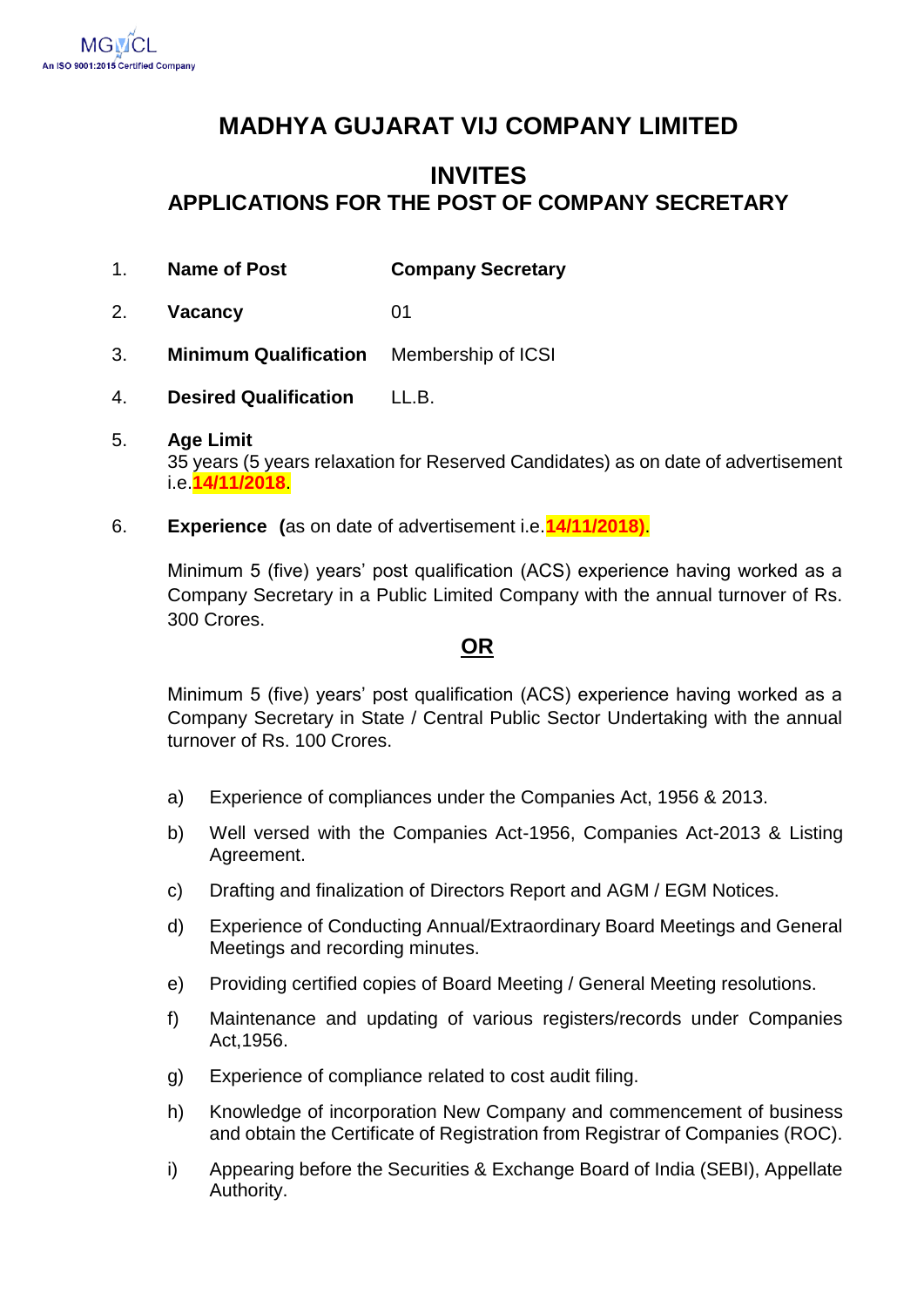# MADHYA GUJARAT VIJ COMPANY LIMITED

## INVITES

## APPLICATIONS FOR THE POST OF COMPANY SECRETARY

1. **Name of Post** **Company Secretary**
2. **Vacancy** 01
3. **Minimum Qualification** Membership of ICSI
4. **Desired Qualification** LL.B.
5. **Age Limit**
   35 years (5 years relaxation for Reserved Candidates) as on date of advertisement i.e.**14/11/2018**.
6. **Experience** **(**as on date of advertisement i.e.**14/11/2018)**.

   Minimum 5 (five) years' post qualification (ACS) experience having worked as a Company Secretary in a Public Limited Company with the annual turnover of Rs. 300 Crores.

   **OR**

   Minimum 5 (five) years' post qualification (ACS) experience having worked as a Company Secretary in State / Central Public Sector Undertaking with the annual turnover of Rs. 100 Crores.

   a) Experience of compliances under the Companies Act, 1956 & 2013.
   b) Well versed with the Companies Act-1956, Companies Act-2013 & Listing Agreement.
   c) Drafting and finalization of Directors Report and AGM / EGM Notices.
   d) Experience of Conducting Annual/Extraordinary Board Meetings and General Meetings and recording minutes.
   e) Providing certified copies of Board Meeting / General Meeting resolutions.
   f) Maintenance and updating of various registers/records under Companies Act,1956.
   g) Experience of compliance related to cost audit filing.
   h) Knowledge of incorporation New Company and commencement of business and obtain the Certificate of Registration from Registrar of Companies (ROC).
   i) Appearing before the Securities & Exchange Board of India (SEBI), Appellate Authority.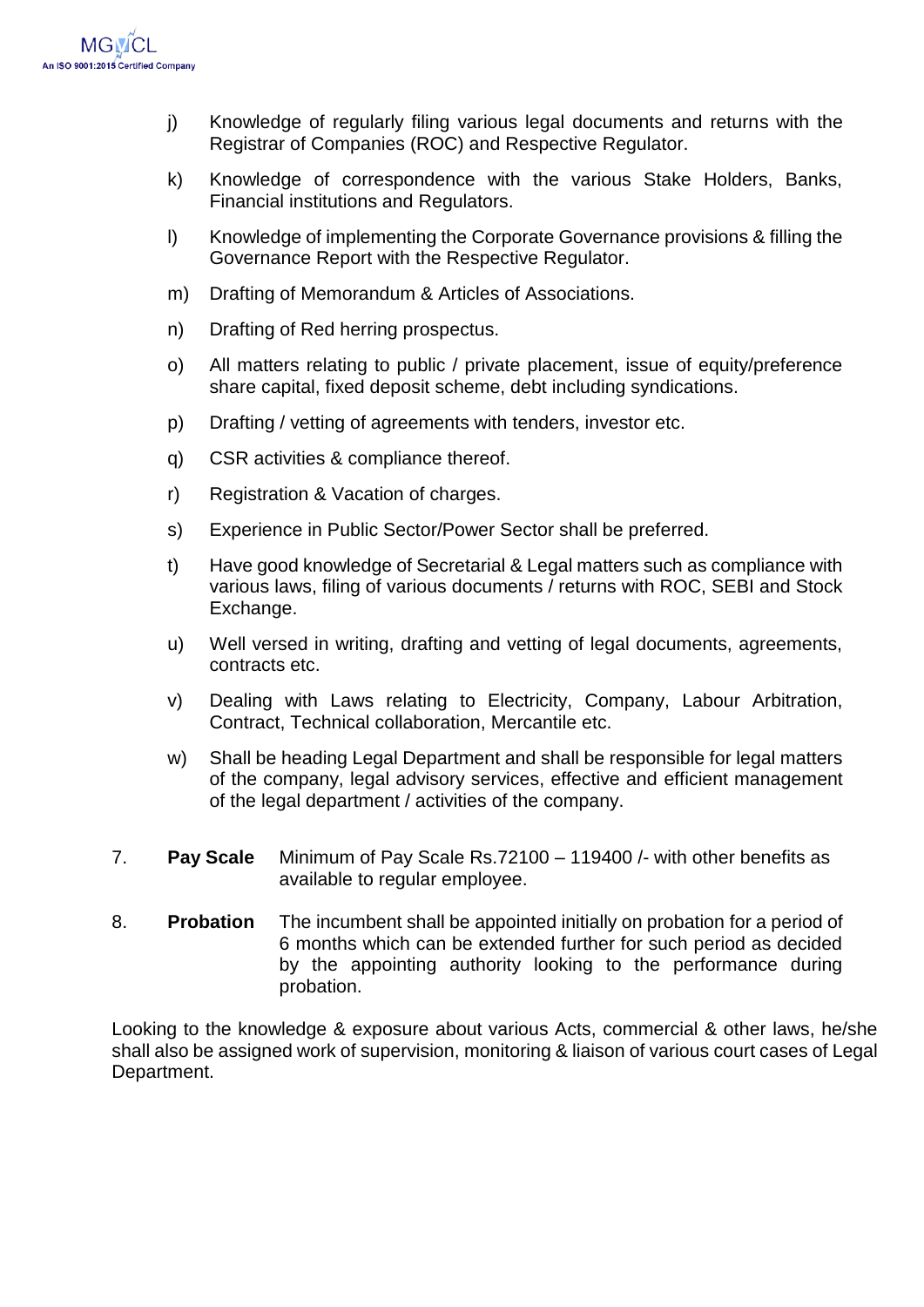j) Knowledge of regularly filing various legal documents and returns with the Registrar of Companies (ROC) and Respective Regulator.

k) Knowledge of correspondence with the various Stake Holders, Banks, Financial institutions and Regulators.

l) Knowledge of implementing the Corporate Governance provisions & filling the Governance Report with the Respective Regulator.

m) Drafting of Memorandum & Articles of Associations.

n) Drafting of Red herring prospectus.

o) All matters relating to public / private placement, issue of equity/preference share capital, fixed deposit scheme, debt including syndications.

p) Drafting / vetting of agreements with tenders, investor etc.

q) CSR activities & compliance thereof.

r) Registration & Vacation of charges.

s) Experience in Public Sector/Power Sector shall be preferred.

t) Have good knowledge of Secretarial & Legal matters such as compliance with various laws, filing of various documents / returns with ROC, SEBI and Stock Exchange.

u) Well versed in writing, drafting and vetting of legal documents, agreements, contracts etc.

v) Dealing with Laws relating to Electricity, Company, Labour Arbitration, Contract, Technical collaboration, Mercantile etc.

w) Shall be heading Legal Department and shall be responsible for legal matters of the company, legal advisory services, effective and efficient management of the legal department / activities of the company.

7. **Pay Scale** Minimum of Pay Scale Rs.72100 – 119400 /- with other benefits as available to regular employee.

8. **Probation** The incumbent shall be appointed initially on probation for a period of 6 months which can be extended further for such period as decided by the appointing authority looking to the performance during probation.

Looking to the knowledge & exposure about various Acts, commercial & other laws, he/she shall also be assigned work of supervision, monitoring & liaison of various court cases of Legal Department.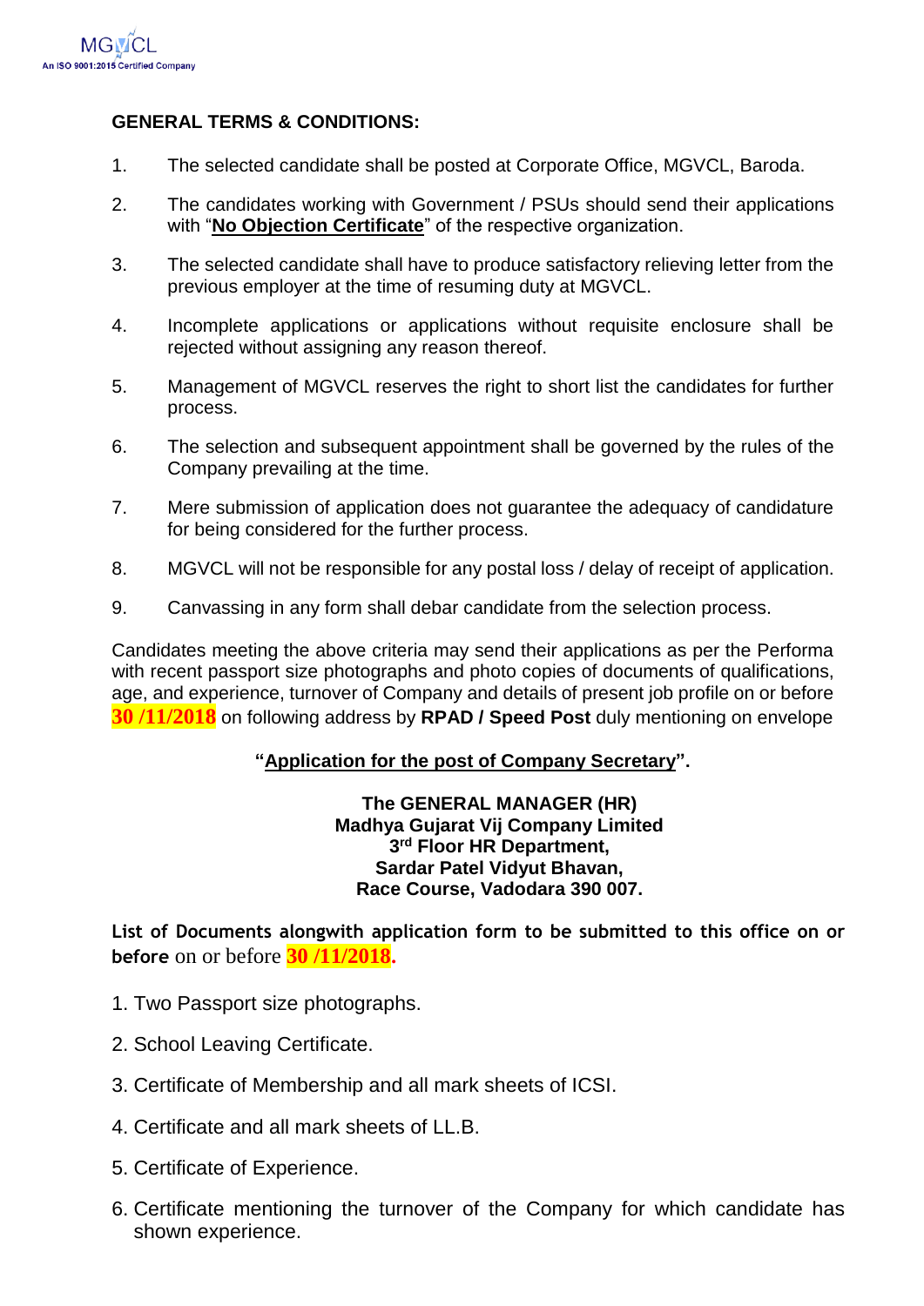**GENERAL TERMS & CONDITIONS:**

1. The selected candidate shall be posted at Corporate Office, MGVCL, Baroda.
2. The candidates working with Government / PSUs should send their applications with "**No Objection Certificate**" of the respective organization.
3. The selected candidate shall have to produce satisfactory relieving letter from the previous employer at the time of resuming duty at MGVCL.
4. Incomplete applications or applications without requisite enclosure shall be rejected without assigning any reason thereof.
5. Management of MGVCL reserves the right to short list the candidates for further process.
6. The selection and subsequent appointment shall be governed by the rules of the Company prevailing at the time.
7. Mere submission of application does not guarantee the adequacy of candidature for being considered for the further process.
8. MGVCL will not be responsible for any postal loss / delay of receipt of application.
9. Canvassing in any form shall debar candidate from the selection process.

Candidates meeting the above criteria may send their applications as per the Performa with recent passport size photographs and photo copies of documents of qualifications, age, and experience, turnover of Company and details of present job profile on or before **30 /11/2018** on following address by **RPAD / Speed Post** duly mentioning on envelope

**"Application for the post of Company Secretary".**

**The GENERAL MANAGER (HR)**
**Madhya Gujarat Vij Company Limited**
**3rd Floor HR Department,**
**Sardar Patel Vidyut Bhavan,**
**Race Course, Vadodara 390 007.**

**List of Documents alongwith application form to be submitted to this office on or before** on or before **30 /11/2018.**

1. Two Passport size photographs.
2. School Leaving Certificate.
3. Certificate of Membership and all mark sheets of ICSI.
4. Certificate and all mark sheets of LL.B.
5. Certificate of Experience.
6. Certificate mentioning the turnover of the Company for which candidate has shown experience.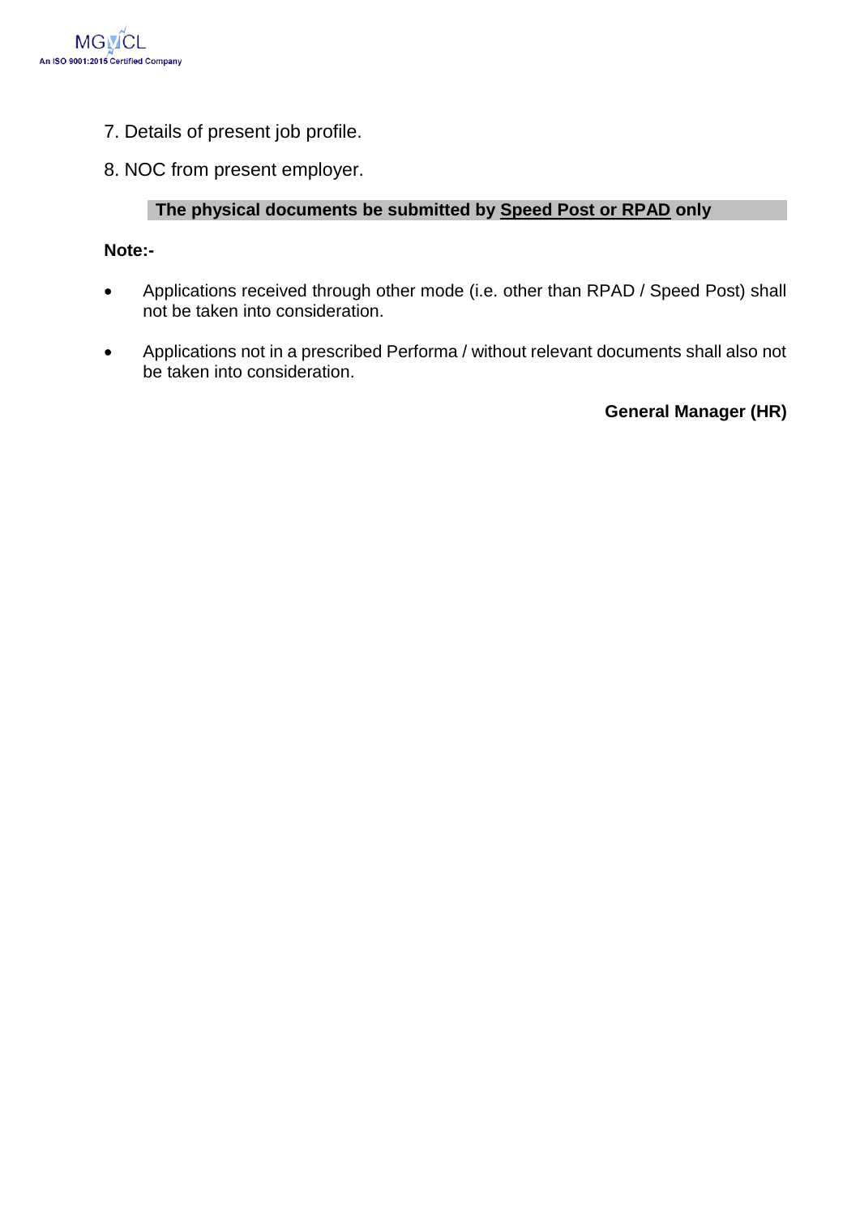7. Details of present job profile.

8. NOC from present employer.

**The physical documents be submitted by Speed Post or RPAD only**

**Note:-**

- Applications received through other mode (i.e. other than RPAD / Speed Post) shall not be taken into consideration.

- Applications not in a prescribed Performa / without relevant documents shall also not be taken into consideration.

**General Manager (HR)**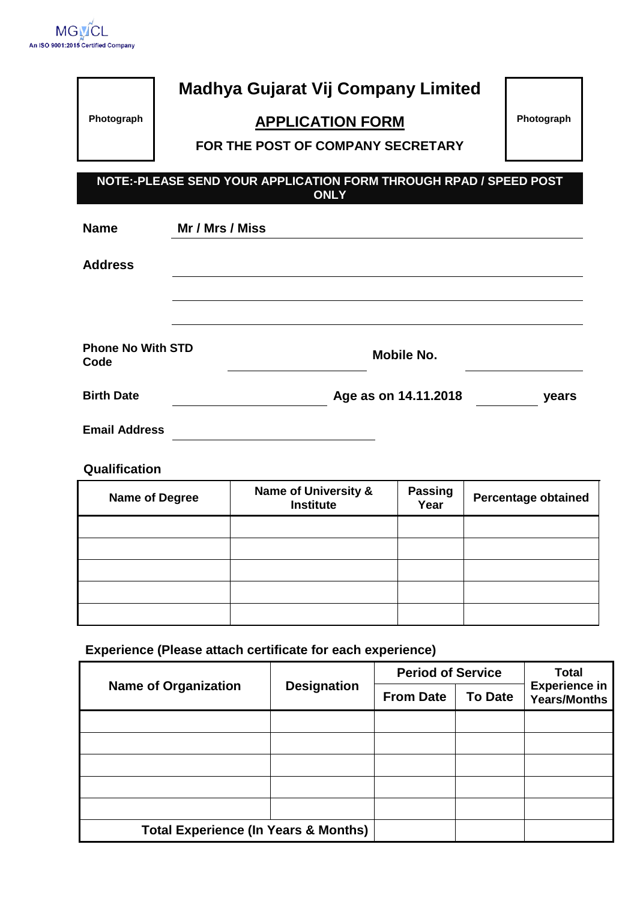MGVCL
An ISO 9001:2015 Certified Company

Photograph

# Madhya Gujarat Vij Company Limited

## APPLICATION FORM

### FOR THE POST OF COMPANY SECRETARY

Photograph

**NOTE:-PLEASE SEND YOUR APPLICATION FORM THROUGH RPAD / SPEED POST ONLY**

**Name** Mr / Mrs / Miss ______________________________

**Address** ______________________________

______________________________

______________________________

**Phone No With STD Code** ____________________ **Mobile No.** ____________________

**Birth Date** ____________________ **Age as on 14.11.2018** __________ **years**

**Email Address** ____________________

**Qualification**

| Name of Degree | Name of University & Institute | Passing Year | Percentage obtained |
|---|---|---|---|
| | | | |
| | | | |
| | | | |
| | | | |
| | | | |

**Experience (Please attach certificate for each experience)**

| Name of Organization | Designation | Period of Service | | Total Experience in Years/Months |
|---|---|---|---|---|
| | | From Date | To Date | |
| | | | | |
| | | | | |
| | | | | |
| | | | | |
| | | | | |
| Total Experience (In Years & Months) | | | | |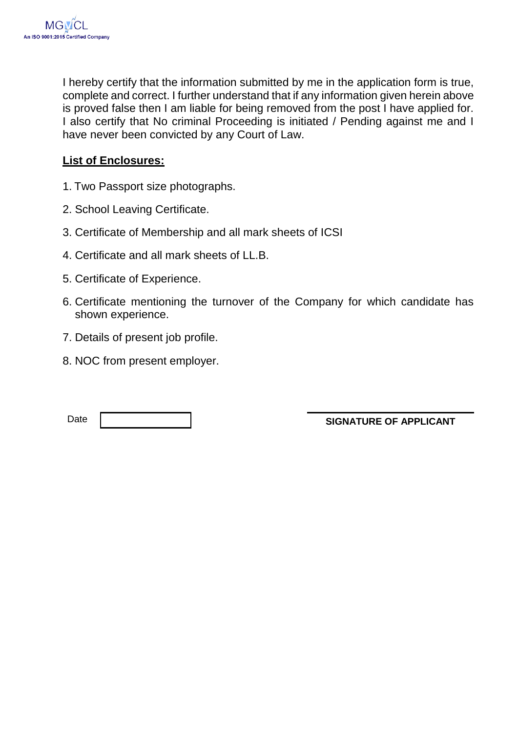I hereby certify that the information submitted by me in the application form is true, complete and correct. I further understand that if any information given herein above is proved false then I am liable for being removed from the post I have applied for. I also certify that No criminal Proceeding is initiated / Pending against me and I have never been convicted by any Court of Law.

**List of Enclosures:**

1. Two Passport size photographs.
2. School Leaving Certificate.
3. Certificate of Membership and all mark sheets of ICSI
4. Certificate and all mark sheets of LL.B.
5. Certificate of Experience.
6. Certificate mentioning the turnover of the Company for which candidate has shown experience.
7. Details of present job profile.
8. NOC from present employer.

Date

**SIGNATURE OF APPLICANT**